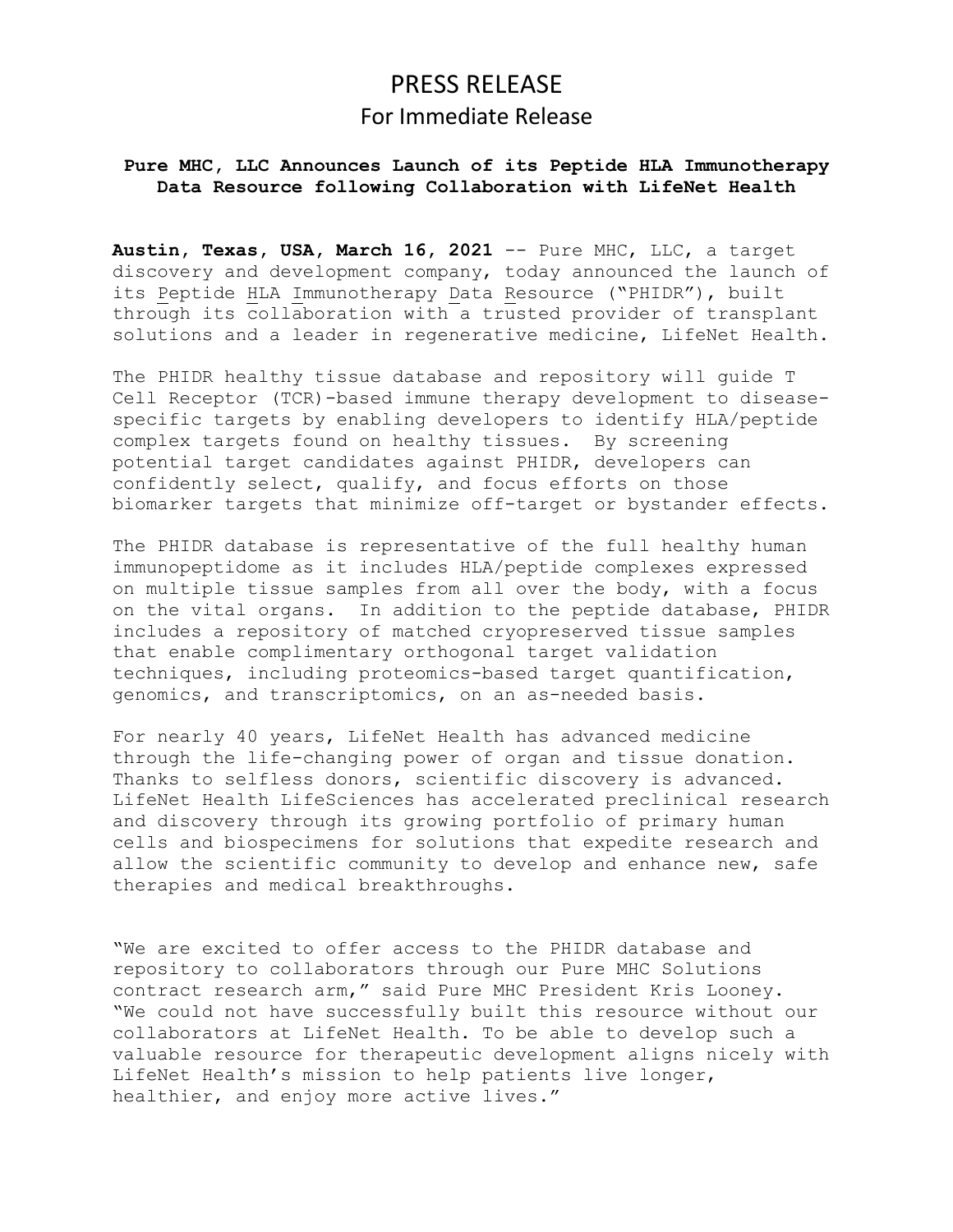# PRESS RELEASE

## For Immediate Release

**Pure MHC, LLC Announces Launch of its Peptide HLA Immunotherapy Data Resource following Collaboration with LifeNet Health**

**Austin, Texas, USA, March 16, 2021** -- Pure MHC, LLC, a target discovery and development company, today announced the launch of its Peptide HLA Immunotherapy Data Resource ("PHIDR"), built through its collaboration with a trusted provider of transplant solutions and a leader in regenerative medicine, LifeNet Health.

The PHIDR healthy tissue database and repository will guide T Cell Receptor (TCR)-based immune therapy development to disease-specific targets by enabling developers to identify HLA/peptide complex targets found on healthy tissues. By screening potential target candidates against PHIDR, developers can confidently select, qualify, and focus efforts on those biomarker targets that minimize off-target or bystander effects.

The PHIDR database is representative of the full healthy human immunopeptidome as it includes HLA/peptide complexes expressed on multiple tissue samples from all over the body, with a focus on the vital organs. In addition to the peptide database, PHIDR includes a repository of matched cryopreserved tissue samples that enable complimentary orthogonal target validation techniques, including proteomics-based target quantification, genomics, and transcriptomics, on an as-needed basis.

For nearly 40 years, LifeNet Health has advanced medicine through the life-changing power of organ and tissue donation. Thanks to selfless donors, scientific discovery is advanced. LifeNet Health LifeSciences has accelerated preclinical research and discovery through its growing portfolio of primary human cells and biospecimens for solutions that expedite research and allow the scientific community to develop and enhance new, safe therapies and medical breakthroughs.

"We are excited to offer access to the PHIDR database and repository to collaborators through our Pure MHC Solutions contract research arm," said Pure MHC President Kris Looney. "We could not have successfully built this resource without our collaborators at LifeNet Health. To be able to develop such a valuable resource for therapeutic development aligns nicely with LifeNet Health's mission to help patients live longer, healthier, and enjoy more active lives."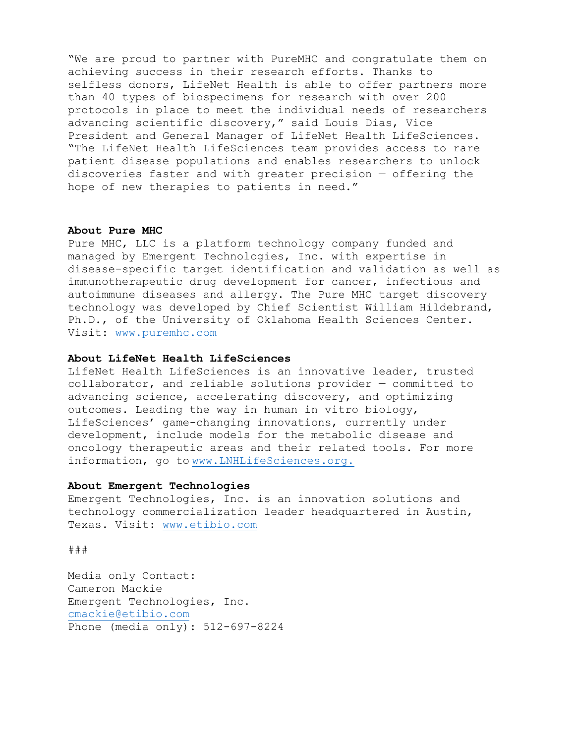"We are proud to partner with PureMHC and congratulate them on achieving success in their research efforts. Thanks to selfless donors, LifeNet Health is able to offer partners more than 40 types of biospecimens for research with over 200 protocols in place to meet the individual needs of researchers advancing scientific discovery," said Louis Dias, Vice President and General Manager of LifeNet Health LifeSciences. "The LifeNet Health LifeSciences team provides access to rare patient disease populations and enables researchers to unlock discoveries faster and with greater precision — offering the hope of new therapies to patients in need."

**About Pure MHC**
Pure MHC, LLC is a platform technology company funded and managed by Emergent Technologies, Inc. with expertise in disease-specific target identification and validation as well as immunotherapeutic drug development for cancer, infectious and autoimmune diseases and allergy. The Pure MHC target discovery technology was developed by Chief Scientist William Hildebrand, Ph.D., of the University of Oklahoma Health Sciences Center. Visit: www.puremhc.com

**About LifeNet Health LifeSciences**
LifeNet Health LifeSciences is an innovative leader, trusted collaborator, and reliable solutions provider — committed to advancing science, accelerating discovery, and optimizing outcomes. Leading the way in human in vitro biology, LifeSciences' game-changing innovations, currently under development, include models for the metabolic disease and oncology therapeutic areas and their related tools. For more information, go to www.LNHLifeSciences.org.

**About Emergent Technologies**
Emergent Technologies, Inc. is an innovation solutions and technology commercialization leader headquartered in Austin, Texas. Visit: www.etibio.com

###

Media only Contact:
Cameron Mackie
Emergent Technologies, Inc.
cmackie@etibio.com
Phone (media only): 512-697-8224